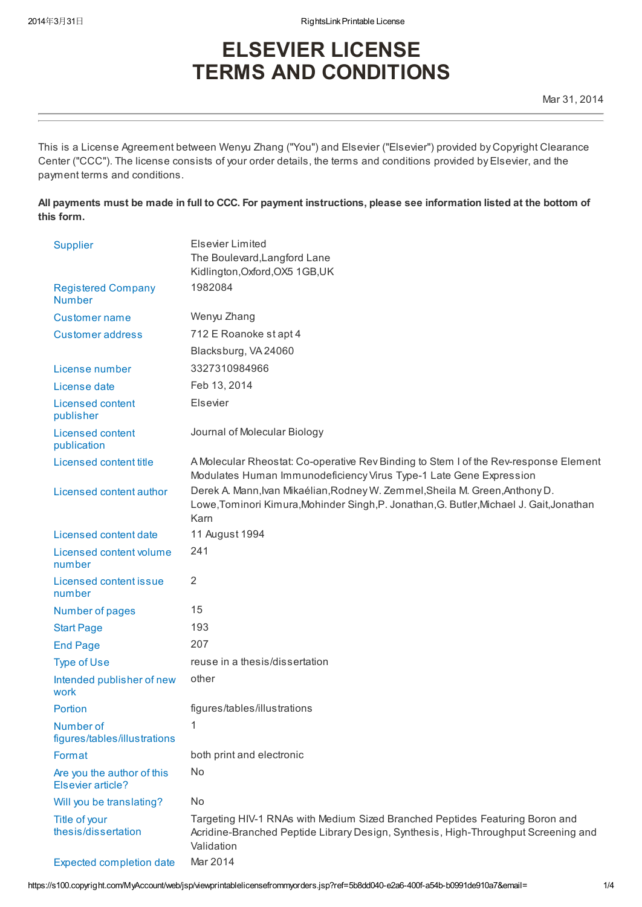# ELSEVIER LICENSE TERMS AND CONDITIONS

Mar 31, 2014

---

This is a License Agreement between Wenyu Zhang ("You") and Elsevier ("Elsevier") provided by Copyright Clearance Center ("CCC"). The license consists of your order details, the terms and conditions provided by Elsevier, and the payment terms and conditions.

**All payments must be made in full to CCC. For payment instructions, please see information listed at the bottom of this form.**

| | |
|---|---|
| Supplier | Elsevier Limited<br>The Boulevard,Langford Lane<br>Kidlington,Oxford,OX5 1GB,UK |
| Registered Company Number | 1982084 |
| Customer name | Wenyu Zhang |
| Customer address | 712 E Roanoke st apt 4<br>Blacksburg, VA 24060 |
| License number | 3327310984966 |
| License date | Feb 13, 2014 |
| Licensed content publisher | Elsevier |
| Licensed content publication | Journal of Molecular Biology |
| Licensed content title | A Molecular Rheostat: Co-operative Rev Binding to Stem I of the Rev-response Element Modulates Human Immunodeficiency Virus Type-1 Late Gene Expression |
| Licensed content author | Derek A. Mann,Ivan Mikaélian,Rodney W. Zemmel,Sheila M. Green,Anthony D. Lowe,Tominori Kimura,Mohinder Singh,P. Jonathan,G. Butler,Michael J. Gait,Jonathan Karn |
| Licensed content date | 11 August 1994 |
| Licensed content volume number | 241 |
| Licensed content issue number | 2 |
| Number of pages | 15 |
| Start Page | 193 |
| End Page | 207 |
| Type of Use | reuse in a thesis/dissertation |
| Intended publisher of new work | other |
| Portion | figures/tables/illustrations |
| Number of figures/tables/illustrations | 1 |
| Format | both print and electronic |
| Are you the author of this Elsevier article? | No |
| Will you be translating? | No |
| Title of your thesis/dissertation | Targeting HIV-1 RNAs with Medium Sized Branched Peptides Featuring Boron and Acridine-Branched Peptide Library Design, Synthesis, High-Throughput Screening and Validation |
| Expected completion date | Mar 2014 |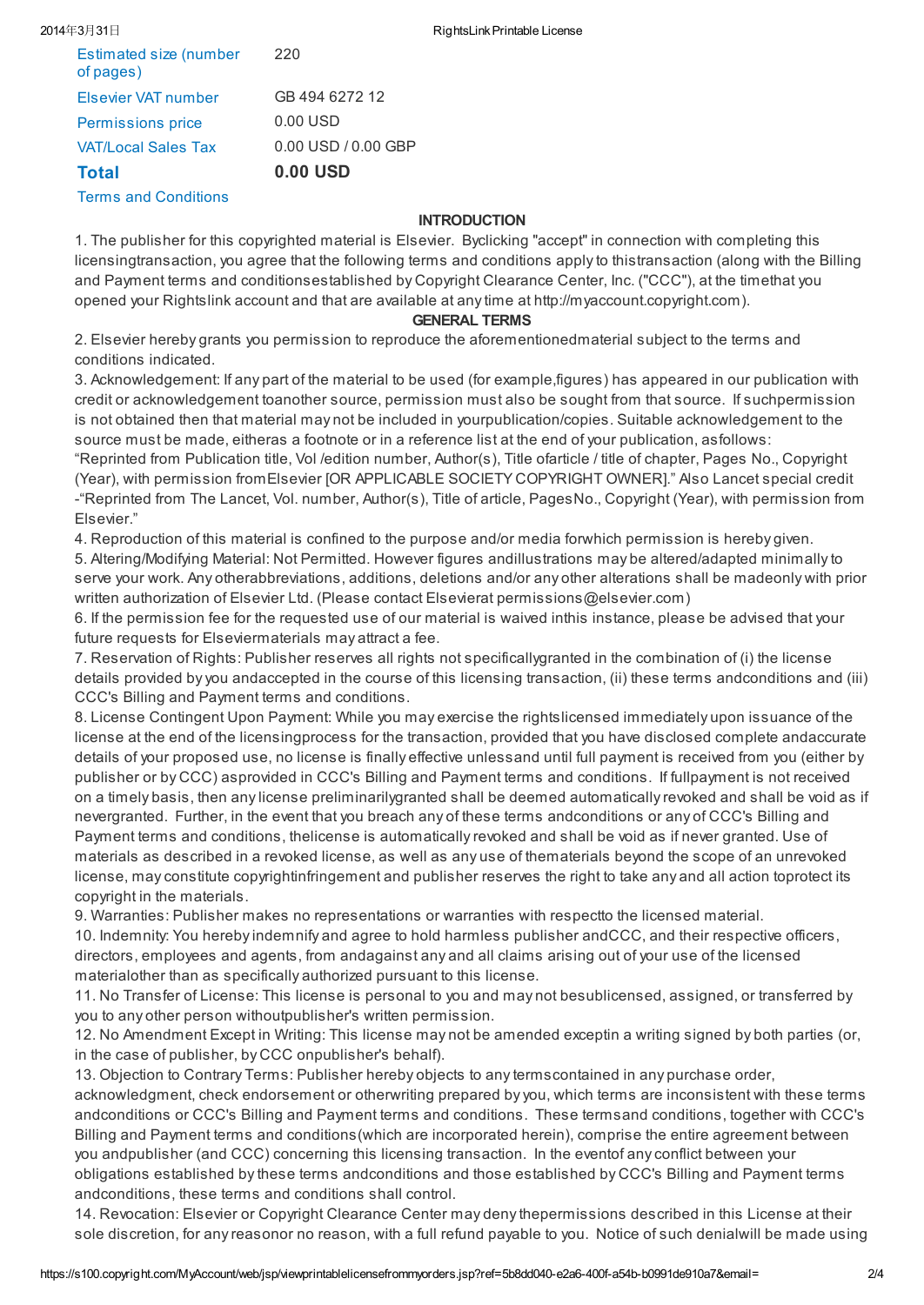| | |
|---|---|
| Estimated size (number of pages) | 220 |
| Elsevier VAT number | GB 494 6272 12 |
| Permissions price | 0.00 USD |
| VAT/Local Sales Tax | 0.00 USD / 0.00 GBP |
| **Total** | **0.00 USD** |

Terms and Conditions

**INTRODUCTION**

1. The publisher for this copyrighted material is Elsevier. Byclicking "accept" in connection with completing this licensingtransaction, you agree that the following terms and conditions apply to thistransaction (along with the Billing and Payment terms and conditionsestablished by Copyright Clearance Center, Inc. ("CCC"), at the timethat you opened your Rightslink account and that are available at any time at http://myaccount.copyright.com).

**GENERAL TERMS**

2. Elsevier hereby grants you permission to reproduce the aforementionedmaterial subject to the terms and conditions indicated.

3. Acknowledgement: If any part of the material to be used (for example,figures) has appeared in our publication with credit or acknowledgement toanother source, permission must also be sought from that source. If suchpermission is not obtained then that material may not be included in yourpublication/copies. Suitable acknowledgement to the source must be made, eitheras a footnote or in a reference list at the end of your publication, asfollows:
"Reprinted from Publication title, Vol /edition number, Author(s), Title ofarticle / title of chapter, Pages No., Copyright (Year), with permission fromElsevier [OR APPLICABLE SOCIETY COPYRIGHT OWNER]." Also Lancet special credit -"Reprinted from The Lancet, Vol. number, Author(s), Title of article, PagesNo., Copyright (Year), with permission from Elsevier."

4. Reproduction of this material is confined to the purpose and/or media forwhich permission is hereby given.

5. Altering/Modifying Material: Not Permitted. However figures andillustrations may be altered/adapted minimally to serve your work. Any otherabbreviations, additions, deletions and/or any other alterations shall be madeonly with prior written authorization of Elsevier Ltd. (Please contact Elsevierat permissions@elsevier.com)

6. If the permission fee for the requested use of our material is waived inthis instance, please be advised that your future requests for Elseviermaterials may attract a fee.

7. Reservation of Rights: Publisher reserves all rights not specificallygranted in the combination of (i) the license details provided by you andaccepted in the course of this licensing transaction, (ii) these terms andconditions and (iii) CCC's Billing and Payment terms and conditions.

8. License Contingent Upon Payment: While you may exercise the rightslicensed immediately upon issuance of the license at the end of the licensingprocess for the transaction, provided that you have disclosed complete andaccurate details of your proposed use, no license is finally effective unlessand until full payment is received from you (either by publisher or by CCC) asprovided in CCC's Billing and Payment terms and conditions. If fullpayment is not received on a timely basis, then any license preliminarilygranted shall be deemed automatically revoked and shall be void as if nevergranted. Further, in the event that you breach any of these terms andconditions or any of CCC's Billing and Payment terms and conditions, thelicense is automatically revoked and shall be void as if never granted. Use of materials as described in a revoked license, as well as any use of thematerials beyond the scope of an unrevoked license, may constitute copyrightinfringement and publisher reserves the right to take any and all action toprotect its copyright in the materials.

9. Warranties: Publisher makes no representations or warranties with respectto the licensed material.

10. Indemnity: You hereby indemnify and agree to hold harmless publisher andCCC, and their respective officers, directors, employees and agents, from andagainst any and all claims arising out of your use of the licensed materialother than as specifically authorized pursuant to this license.

11. No Transfer of License: This license is personal to you and may not besublicensed, assigned, or transferred by you to any other person withoutpublisher's written permission.

12. No Amendment Except in Writing: This license may not be amended exceptin a writing signed by both parties (or, in the case of publisher, by CCC onpublisher's behalf).

13. Objection to Contrary Terms: Publisher hereby objects to any termscontained in any purchase order, acknowledgment, check endorsement or otherwriting prepared by you, which terms are inconsistent with these terms andconditions or CCC's Billing and Payment terms and conditions. These termsand conditions, together with CCC's Billing and Payment terms and conditions(which are incorporated herein), comprise the entire agreement between you andpublisher (and CCC) concerning this licensing transaction. In the eventof any conflict between your obligations established by these terms andconditions and those established by CCC's Billing and Payment terms andconditions, these terms and conditions shall control.

14. Revocation: Elsevier or Copyright Clearance Center may deny thepermissions described in this License at their sole discretion, for any reasonor no reason, with a full refund payable to you. Notice of such denialwill be made using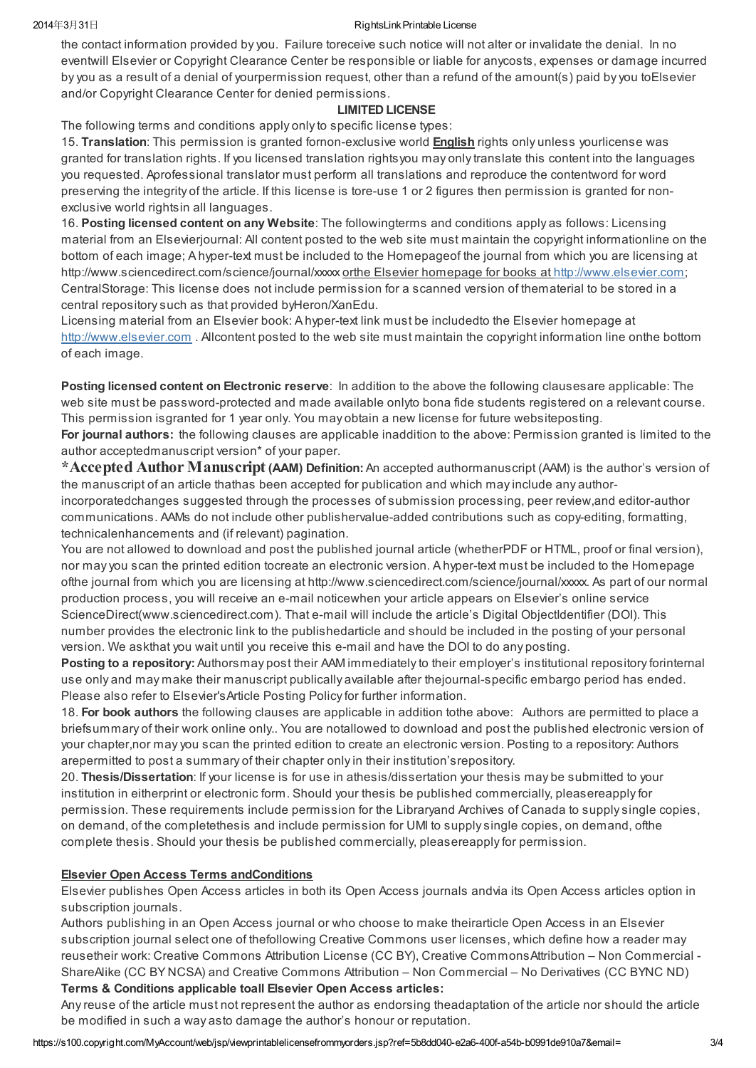the contact information provided by you. Failure toreceive such notice will not alter or invalidate the denial. In no eventwill Elsevier or Copyright Clearance Center be responsible or liable for anycosts, expenses or damage incurred by you as a result of a denial of yourpermission request, other than a refund of the amount(s) paid by you toElsevier and/or Copyright Clearance Center for denied permissions.

**LIMITED LICENSE**

The following terms and conditions apply only to specific license types:

15. **Translation**: This permission is granted fornon-exclusive world **English** rights only unless yourlicense was granted for translation rights. If you licensed translation rightsyou may only translate this content into the languages you requested. Aprofessional translator must perform all translations and reproduce the contentword for word preserving the integrity of the article. If this license is tore-use 1 or 2 figures then permission is granted for non-exclusive world rightsin all languages.

16. **Posting licensed content on any Website**: The followingterms and conditions apply as follows: Licensing material from an Elsevierjournal: All content posted to the web site must maintain the copyright informationline on the bottom of each image; A hyper-text must be included to the Homepageof the journal from which you are licensing at http://www.sciencedirect.com/science/journal/xxxxx orthe Elsevier homepage for books at http://www.elsevier.com; CentralStorage: This license does not include permission for a scanned version of thematerial to be stored in a central repository such as that provided byHeron/XanEdu.

Licensing material from an Elsevier book: A hyper-text link must be includedto the Elsevier homepage at http://www.elsevier.com . Allcontent posted to the web site must maintain the copyright information line onthe bottom of each image.

**Posting licensed content on Electronic reserve**: In addition to the above the following clausesare applicable: The web site must be password-protected and made available onlyto bona fide students registered on a relevant course. This permission isgranted for 1 year only. You may obtain a new license for future websiteposting.

**For journal authors:** the following clauses are applicable inaddition to the above: Permission granted is limited to the author acceptedmanuscript version* of your paper.

**\*Accepted Author Manuscript (AAM) Definition:** An accepted authormanuscript (AAM) is the author's version of the manuscript of an article thathas been accepted for publication and which may include any author-incorporatedchanges suggested through the processes of submission processing, peer review,and editor-author communications. AAMs do not include other publishervalue-added contributions such as copy-editing, formatting, technicalenhancements and (if relevant) pagination.

You are not allowed to download and post the published journal article (whetherPDF or HTML, proof or final version), nor may you scan the printed edition tocreate an electronic version. A hyper-text must be included to the Homepage ofthe journal from which you are licensing at http://www.sciencedirect.com/science/journal/xxxxx. As part of our normal production process, you will receive an e-mail noticewhen your article appears on Elsevier's online service ScienceDirect(www.sciencedirect.com). That e-mail will include the article's Digital ObjectIdentifier (DOI). This number provides the electronic link to the publishedarticle and should be included in the posting of your personal version. We askthat you wait until you receive this e-mail and have the DOI to do any posting.

**Posting to a repository:** Authorsmay post their AAM immediately to their employer's institutional repository forinternal use only and may make their manuscript publically available after thejournal-specific embargo period has ended. Please also refer to Elsevier'sArticle Posting Policy for further information.

18. **For book authors** the following clauses are applicable in addition tothe above: Authors are permitted to place a briefsummary of their work online only.. You are notallowed to download and post the published electronic version of your chapter,nor may you scan the printed edition to create an electronic version. Posting to a repository: Authors arepermitted to post a summary of their chapter only in their institution'srepository.

20. **Thesis/Dissertation**: If your license is for use in athesis/dissertation your thesis may be submitted to your institution in eitherprint or electronic form. Should your thesis be published commercially, pleasereapply for permission. These requirements include permission for the Libraryand Archives of Canada to supply single copies, on demand, of the completethesis and include permission for UMI to supply single copies, on demand, ofthe complete thesis. Should your thesis be published commercially, pleasereapply for permission.

**Elsevier Open Access Terms andConditions**

Elsevier publishes Open Access articles in both its Open Access journals andvia its Open Access articles option in subscription journals.

Authors publishing in an Open Access journal or who choose to make theirarticle Open Access in an Elsevier subscription journal select one of thefollowing Creative Commons user licenses, which define how a reader may reusetheir work: Creative Commons Attribution License (CC BY), Creative CommonsAttribution – Non Commercial -ShareAlike (CC BY NCSA) and Creative Commons Attribution – Non Commercial – No Derivatives (CC BYNC ND)

**Terms & Conditions applicable toall Elsevier Open Access articles:**

Any reuse of the article must not represent the author as endorsing theadaptation of the article nor should the article be modified in such a way asto damage the author's honour or reputation.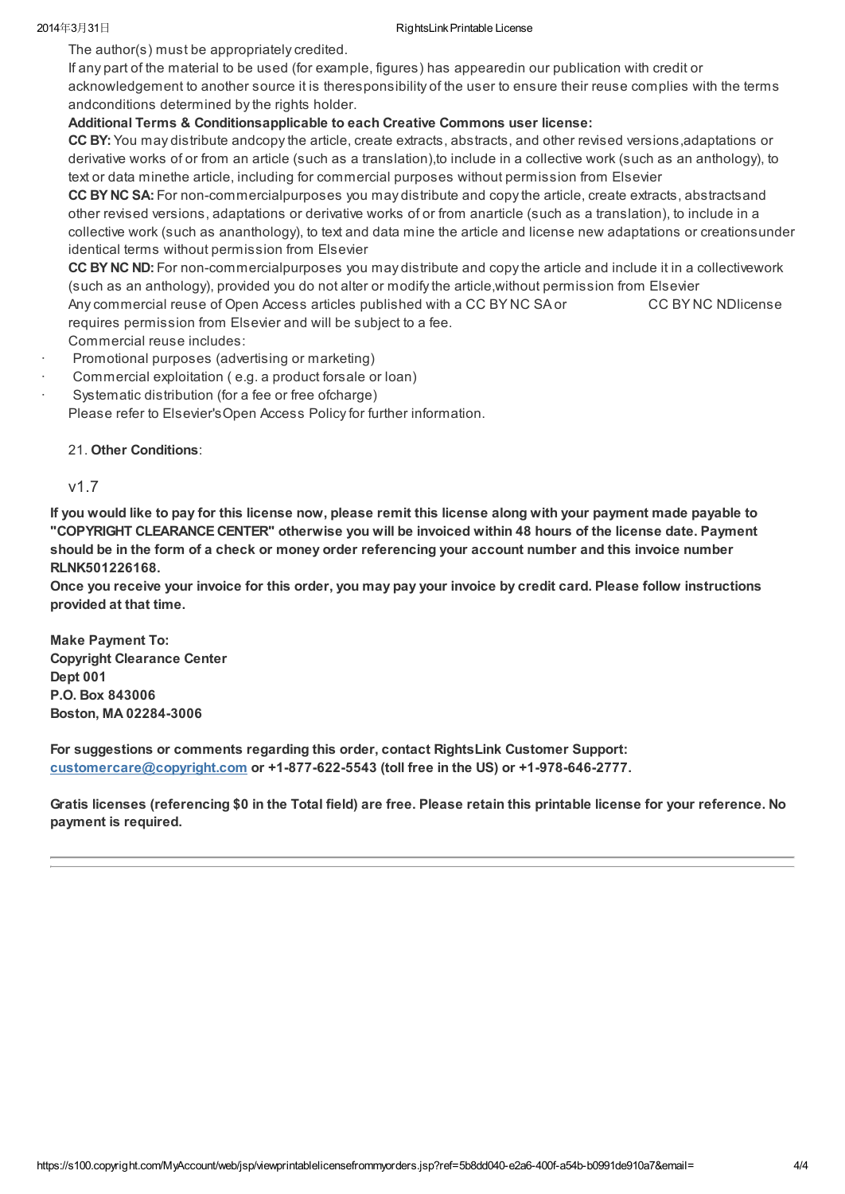The author(s) must be appropriately credited.

If any part of the material to be used (for example, figures) has appearedin our publication with credit or acknowledgement to another source it is theresponsibility of the user to ensure their reuse complies with the terms andconditions determined by the rights holder.

**Additional Terms & Conditionsapplicable to each Creative Commons user license:**

**CC BY:** You may distribute andcopy the article, create extracts, abstracts, and other revised versions,adaptations or derivative works of or from an article (such as a translation),to include in a collective work (such as an anthology), to text or data minethe article, including for commercial purposes without permission from Elsevier

**CC BY NC SA:** For non-commercialpurposes you may distribute and copy the article, create extracts, abstractsand other revised versions, adaptations or derivative works of or from anarticle (such as a translation), to include in a collective work (such as ananthology), to text and data mine the article and license new adaptations or creationsunder identical terms without permission from Elsevier

**CC BY NC ND:** For non-commercialpurposes you may distribute and copy the article and include it in a collectivework (such as an anthology), provided you do not alter or modify the article,without permission from Elsevier

Any commercial reuse of Open Access articles published with a CC BY NC SA or CC BY NC NDlicense requires permission from Elsevier and will be subject to a fee.

Commercial reuse includes:

- Promotional purposes (advertising or marketing)
- Commercial exploitation ( e.g. a product forsale or loan)
- Systematic distribution (for a fee or free ofcharge)

Please refer to Elsevier'sOpen Access Policy for further information.

21. **Other Conditions**:

v1.7

**If you would like to pay for this license now, please remit this license along with your payment made payable to "COPYRIGHT CLEARANCE CENTER" otherwise you will be invoiced within 48 hours of the license date. Payment should be in the form of a check or money order referencing your account number and this invoice number RLNK501226168.**

**Once you receive your invoice for this order, you may pay your invoice by credit card. Please follow instructions provided at that time.**

**Make Payment To:**
**Copyright Clearance Center**
**Dept 001**
**P.O. Box 843006**
**Boston, MA 02284-3006**

**For suggestions or comments regarding this order, contact RightsLink Customer Support: customercare@copyright.com or +1-877-622-5543 (toll free in the US) or +1-978-646-2777.**

**Gratis licenses (referencing $0 in the Total field) are free. Please retain this printable license for your reference. No payment is required.**